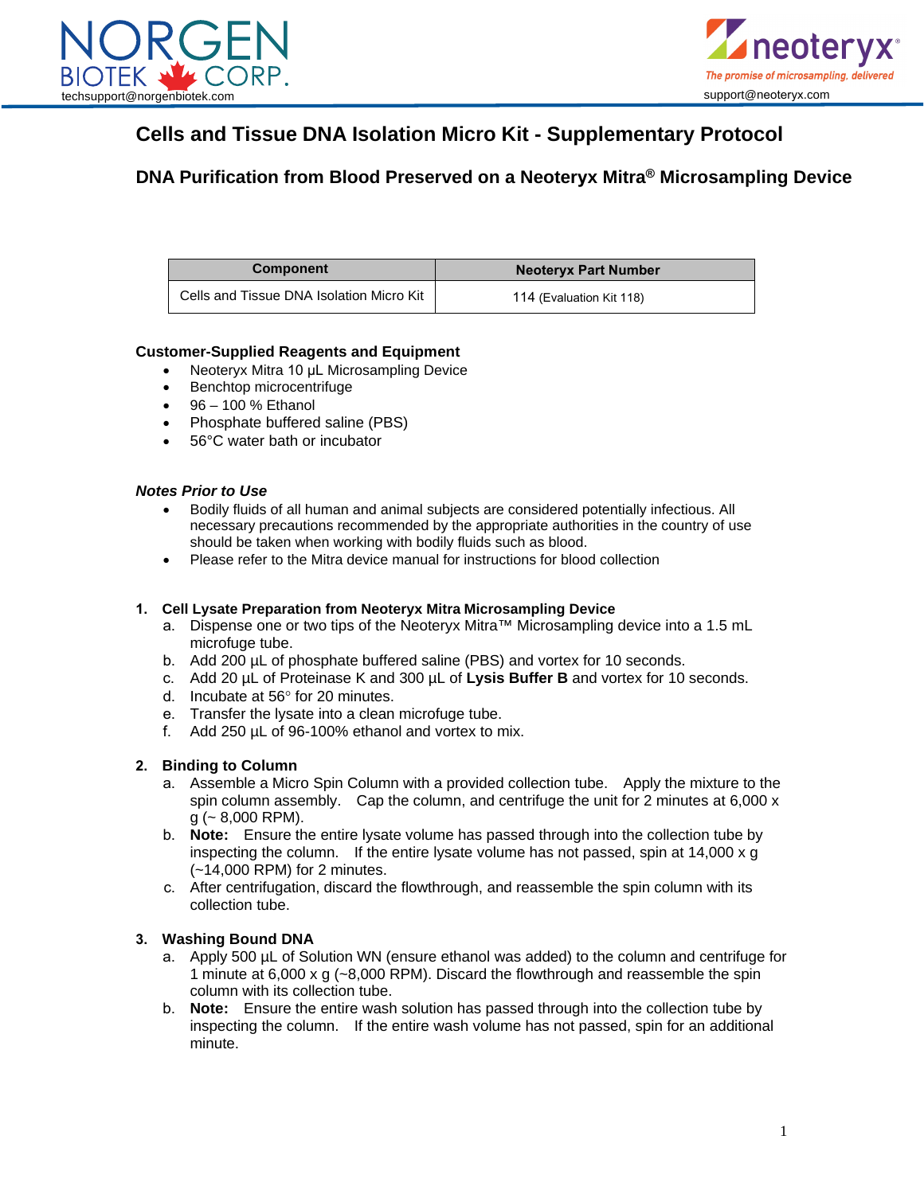NORGEN BIOTEK CORP.
techsupport@norgenbiotek.com

neoteryx
The promise of microsampling, delivered
support@neoteryx.com

# Cells and Tissue DNA Isolation Micro Kit - Supplementary Protocol

## DNA Purification from Blood Preserved on a Neoteryx Mitra® Microsampling Device

| Component | Neoteryx Part Number |
| --- | --- |
| Cells and Tissue DNA Isolation Micro Kit | 114 (Evaluation Kit 118) |

### Customer-Supplied Reagents and Equipment

- Neoteryx Mitra 10 µL Microsampling Device
- Benchtop microcentrifuge
- 96 – 100 % Ethanol
- Phosphate buffered saline (PBS)
- 56°C water bath or incubator

### *Notes Prior to Use*

- Bodily fluids of all human and animal subjects are considered potentially infectious. All necessary precautions recommended by the appropriate authorities in the country of use should be taken when working with bodily fluids such as blood.
- Please refer to the Mitra device manual for instructions for blood collection

### 1. Cell Lysate Preparation from Neoteryx Mitra Microsampling Device

a. Dispense one or two tips of the Neoteryx Mitra™ Microsampling device into a 1.5 mL microfuge tube.
b. Add 200 µL of phosphate buffered saline (PBS) and vortex for 10 seconds.
c. Add 20 µL of Proteinase K and 300 µL of **Lysis Buffer B** and vortex for 10 seconds.
d. Incubate at 56° for 20 minutes.
e. Transfer the lysate into a clean microfuge tube.
f. Add 250 µL of 96-100% ethanol and vortex to mix.

### 2. Binding to Column

a. Assemble a Micro Spin Column with a provided collection tube. Apply the mixture to the spin column assembly. Cap the column, and centrifuge the unit for 2 minutes at 6,000 x g (~ 8,000 RPM).
b. **Note:** Ensure the entire lysate volume has passed through into the collection tube by inspecting the column. If the entire lysate volume has not passed, spin at 14,000 x g (~14,000 RPM) for 2 minutes.
c. After centrifugation, discard the flowthrough, and reassemble the spin column with its collection tube.

### 3. Washing Bound DNA

a. Apply 500 µL of Solution WN (ensure ethanol was added) to the column and centrifuge for 1 minute at 6,000 x g (~8,000 RPM). Discard the flowthrough and reassemble the spin column with its collection tube.
b. **Note:** Ensure the entire wash solution has passed through into the collection tube by inspecting the column. If the entire wash volume has not passed, spin for an additional minute.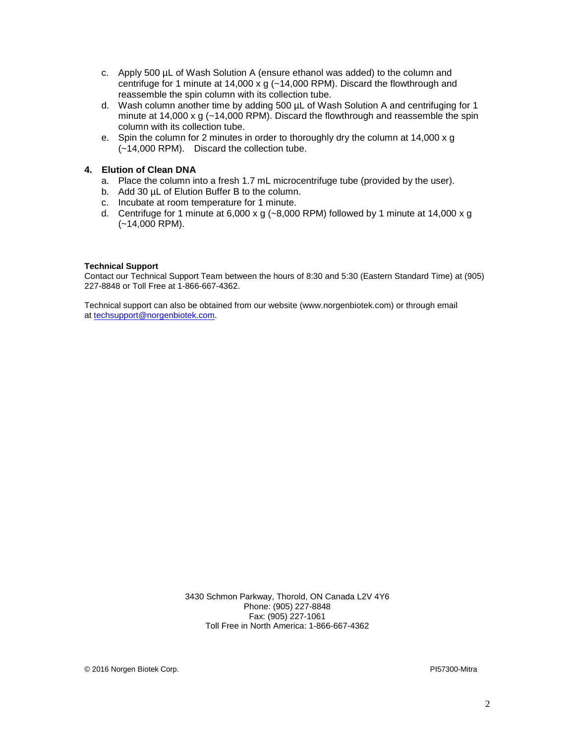c. Apply 500 µL of Wash Solution A (ensure ethanol was added) to the column and centrifuge for 1 minute at 14,000 x g (~14,000 RPM). Discard the flowthrough and reassemble the spin column with its collection tube.

d. Wash column another time by adding 500 µL of Wash Solution A and centrifuging for 1 minute at 14,000 x g (~14,000 RPM). Discard the flowthrough and reassemble the spin column with its collection tube.

e. Spin the column for 2 minutes in order to thoroughly dry the column at 14,000 x g (~14,000 RPM). Discard the collection tube.

### 4. Elution of Clean DNA

a. Place the column into a fresh 1.7 mL microcentrifuge tube (provided by the user).

b. Add 30 µL of Elution Buffer B to the column.

c. Incubate at room temperature for 1 minute.

d. Centrifuge for 1 minute at 6,000 x g (~8,000 RPM) followed by 1 minute at 14,000 x g (~14,000 RPM).

**Technical Support**

Contact our Technical Support Team between the hours of 8:30 and 5:30 (Eastern Standard Time) at (905) 227-8848 or Toll Free at 1-866-667-4362.

Technical support can also be obtained from our website (www.norgenbiotek.com) or through email at techsupport@norgenbiotek.com.

3430 Schmon Parkway, Thorold, ON Canada L2V 4Y6
Phone: (905) 227-8848
Fax: (905) 227-1061
Toll Free in North America: 1-866-667-4362

© 2016 Norgen Biotek Corp. PI57300-Mitra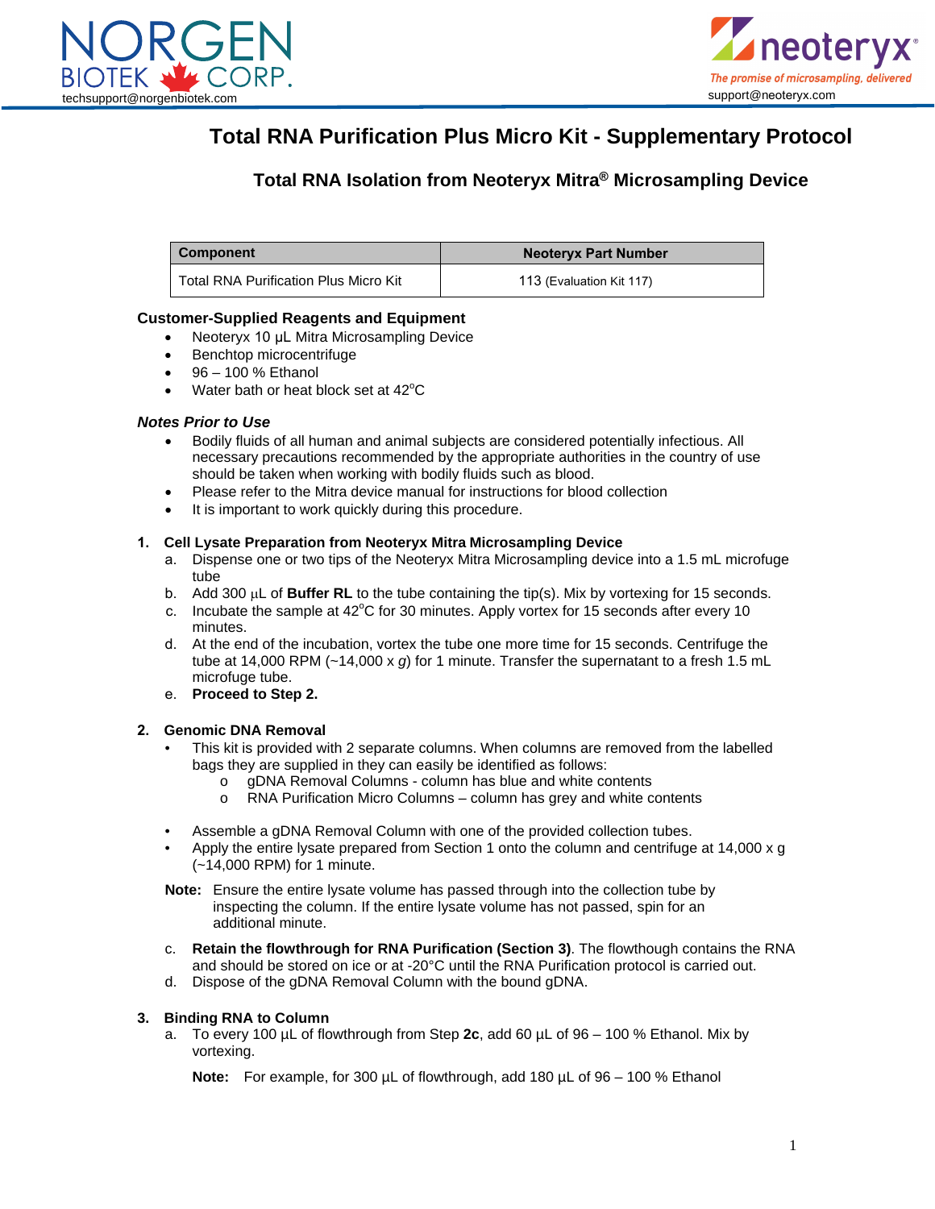NORGEN BIOTEK CORP.
techsupport@norgenbiotek.com

neoteryx
The promise of microsampling, delivered
support@neoteryx.com

# Total RNA Purification Plus Micro Kit - Supplementary Protocol

## Total RNA Isolation from Neoteryx Mitra® Microsampling Device

| Component | Neoteryx Part Number |
|---|---|
| Total RNA Purification Plus Micro Kit | 113 (Evaluation Kit 117) |

### Customer-Supplied Reagents and Equipment

- Neoteryx 10 µL Mitra Microsampling Device
- Benchtop microcentrifuge
- 96 – 100 % Ethanol
- Water bath or heat block set at 42°C

### *Notes Prior to Use*

- Bodily fluids of all human and animal subjects are considered potentially infectious. All necessary precautions recommended by the appropriate authorities in the country of use should be taken when working with bodily fluids such as blood.
- Please refer to the Mitra device manual for instructions for blood collection
- It is important to work quickly during this procedure.

**1. Cell Lysate Preparation from Neoteryx Mitra Microsampling Device**

a. Dispense one or two tips of the Neoteryx Mitra Microsampling device into a 1.5 mL microfuge tube
b. Add 300 µL of **Buffer RL** to the tube containing the tip(s). Mix by vortexing for 15 seconds.
c. Incubate the sample at 42°C for 30 minutes. Apply vortex for 15 seconds after every 10 minutes.
d. At the end of the incubation, vortex the tube one more time for 15 seconds. Centrifuge the tube at 14,000 RPM (~14,000 x *g*) for 1 minute. Transfer the supernatant to a fresh 1.5 mL microfuge tube.
e. **Proceed to Step 2.**

**2. Genomic DNA Removal**

- This kit is provided with 2 separate columns. When columns are removed from the labelled bags they are supplied in they can easily be identified as follows:
  - gDNA Removal Columns - column has blue and white contents
  - RNA Purification Micro Columns – column has grey and white contents

- Assemble a gDNA Removal Column with one of the provided collection tubes.
- Apply the entire lysate prepared from Section 1 onto the column and centrifuge at 14,000 x g (~14,000 RPM) for 1 minute.

**Note:** Ensure the entire lysate volume has passed through into the collection tube by inspecting the column. If the entire lysate volume has not passed, spin for an additional minute.

c. **Retain the flowthrough for RNA Purification (Section 3)**. The flowthough contains the RNA and should be stored on ice or at -20°C until the RNA Purification protocol is carried out.
d. Dispose of the gDNA Removal Column with the bound gDNA.

**3. Binding RNA to Column**

a. To every 100 µL of flowthrough from Step **2c**, add 60 µL of 96 – 100 % Ethanol. Mix by vortexing.

**Note:** For example, for 300 µL of flowthrough, add 180 µL of 96 – 100 % Ethanol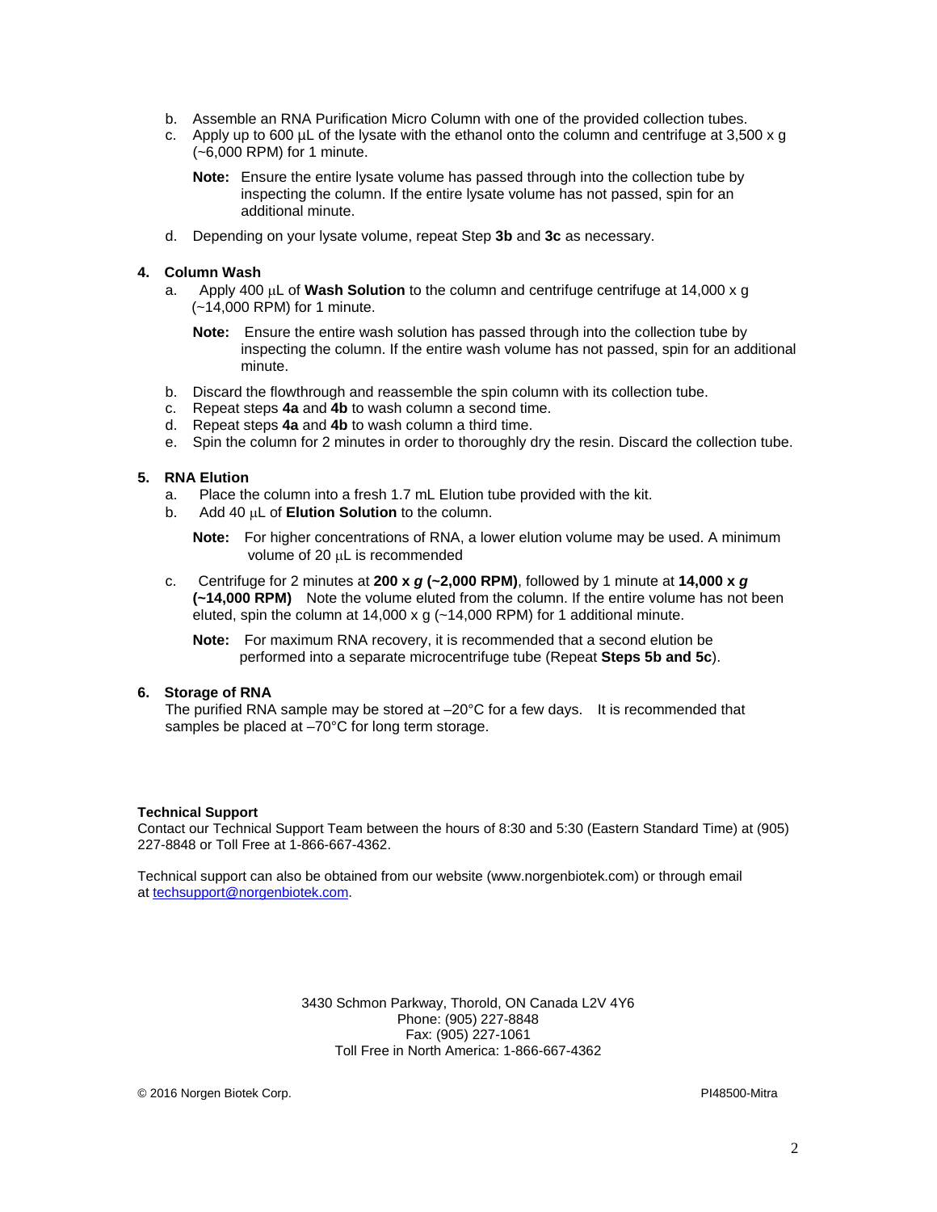b. Assemble an RNA Purification Micro Column with one of the provided collection tubes.
c. Apply up to 600 µL of the lysate with the ethanol onto the column and centrifuge at 3,500 x g (~6,000 RPM) for 1 minute.

   **Note:** Ensure the entire lysate volume has passed through into the collection tube by inspecting the column. If the entire lysate volume has not passed, spin for an additional minute.

d. Depending on your lysate volume, repeat Step **3b** and **3c** as necessary.

**4. Column Wash**

a. Apply 400 µL of **Wash Solution** to the column and centrifuge centrifuge at 14,000 x g (~14,000 RPM) for 1 minute.

   **Note:** Ensure the entire wash solution has passed through into the collection tube by inspecting the column. If the entire wash volume has not passed, spin for an additional minute.

b. Discard the flowthrough and reassemble the spin column with its collection tube.
c. Repeat steps **4a** and **4b** to wash column a second time.
d. Repeat steps **4a** and **4b** to wash column a third time.
e. Spin the column for 2 minutes in order to thoroughly dry the resin. Discard the collection tube.

**5. RNA Elution**

a. Place the column into a fresh 1.7 mL Elution tube provided with the kit.
b. Add 40 µL of **Elution Solution** to the column.

   **Note:** For higher concentrations of RNA, a lower elution volume may be used. A minimum volume of 20 µL is recommended

c. Centrifuge for 2 minutes at **200 x *g* (~2,000 RPM)**, followed by 1 minute at **14,000 x *g* (~14,000 RPM)** Note the volume eluted from the column. If the entire volume has not been eluted, spin the column at 14,000 x g (~14,000 RPM) for 1 additional minute.

   **Note:** For maximum RNA recovery, it is recommended that a second elution be performed into a separate microcentrifuge tube (Repeat **Steps 5b and 5c**).

**6. Storage of RNA**

The purified RNA sample may be stored at –20°C for a few days. It is recommended that samples be placed at –70°C for long term storage.

**Technical Support**

Contact our Technical Support Team between the hours of 8:30 and 5:30 (Eastern Standard Time) at (905) 227-8848 or Toll Free at 1-866-667-4362.

Technical support can also be obtained from our website (www.norgenbiotek.com) or through email at techsupport@norgenbiotek.com.

3430 Schmon Parkway, Thorold, ON Canada L2V 4Y6
Phone: (905) 227-8848
Fax: (905) 227-1061
Toll Free in North America: 1-866-667-4362

© 2016 Norgen Biotek Corp. PI48500-Mitra